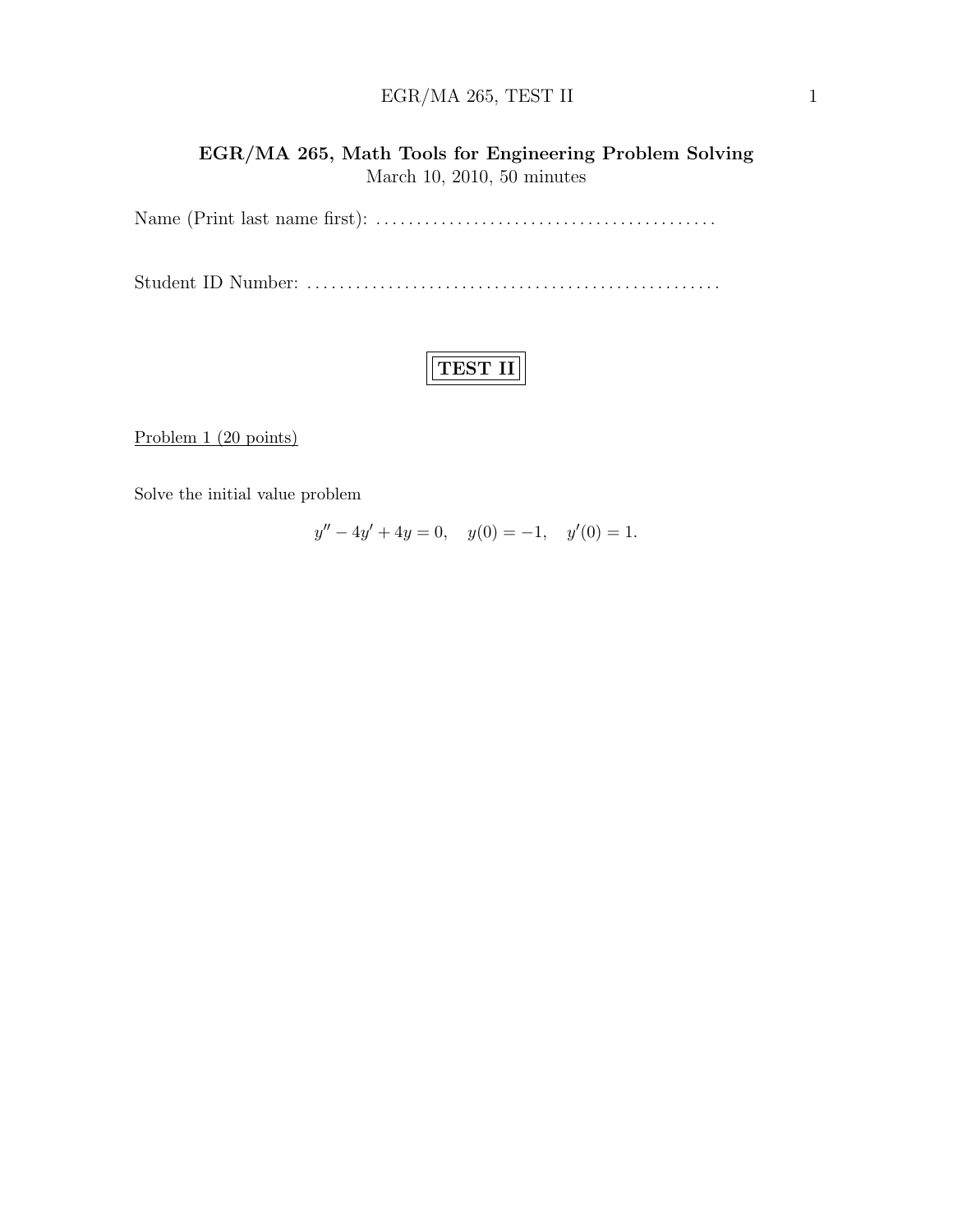# EGR/MA 265, Math Tools for Engineering Problem Solving

March 10, 2010, 50 minutes

Name (Print last name first): . . . . . . . . . . . . . . . . . . . . . . . . . . . . . . . . . . . . . . . . . .

Student ID Number: . . . . . . . . . . . . . . . . . . . . . . . . . . . . . . . . . . . . . . . . . . . . . . . . . . .

## TEST II

Problem 1 (20 points)

Solve the initial value problem

$$y'' - 4y' + 4y = 0, \quad y(0) = -1, \quad y'(0) = 1.$$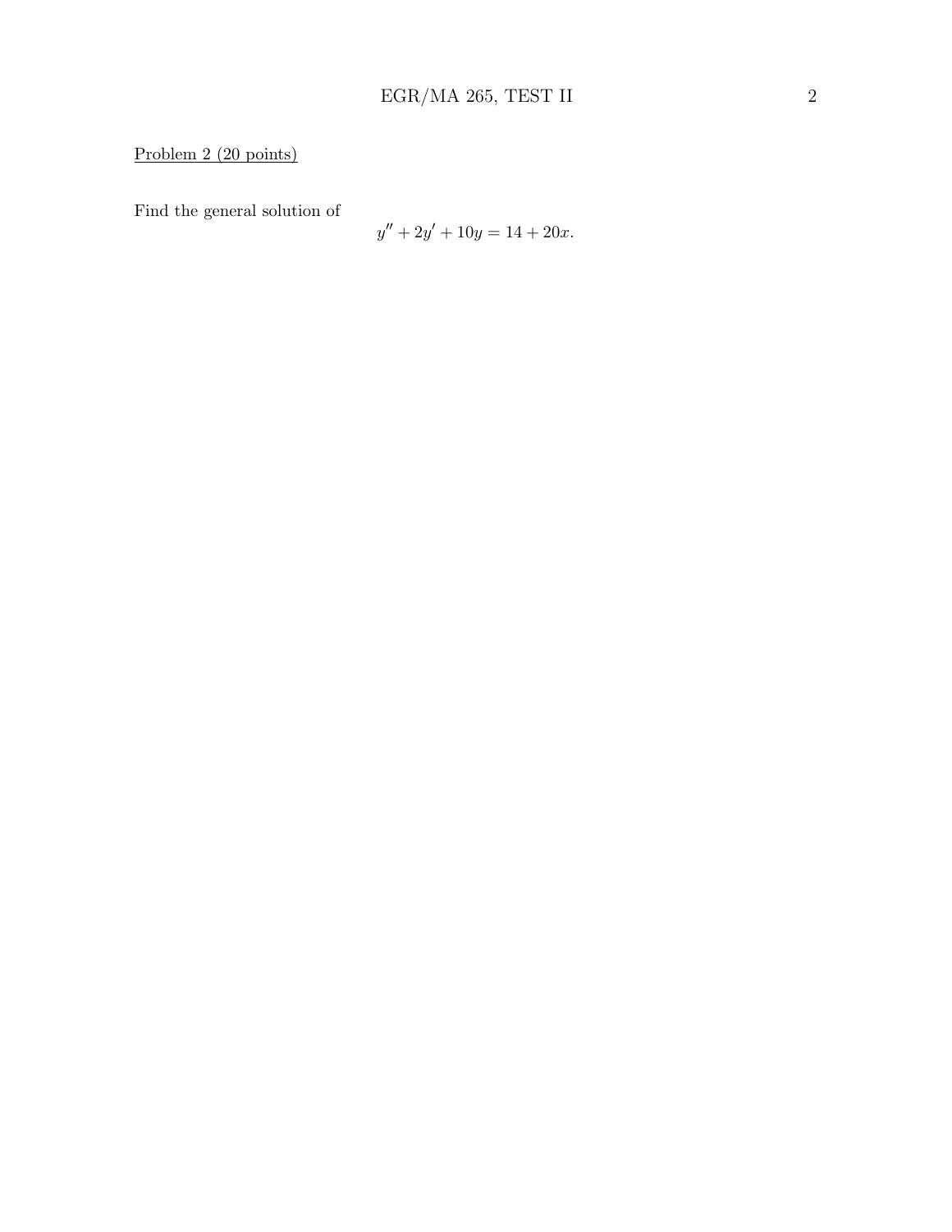Problem 2 (20 points)

Find the general solution of

$$y'' + 2y' + 10y = 14 + 20x.$$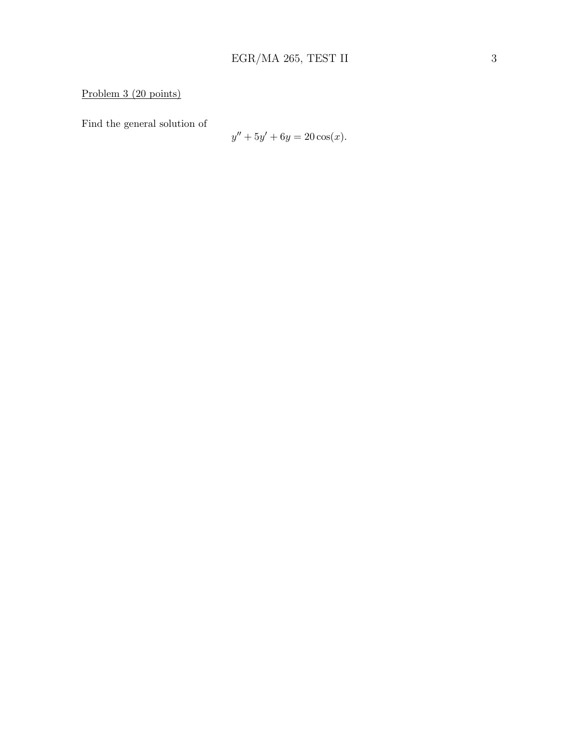Problem 3 (20 points)

Find the general solution of

$$y'' + 5y' + 6y = 20\cos(x).$$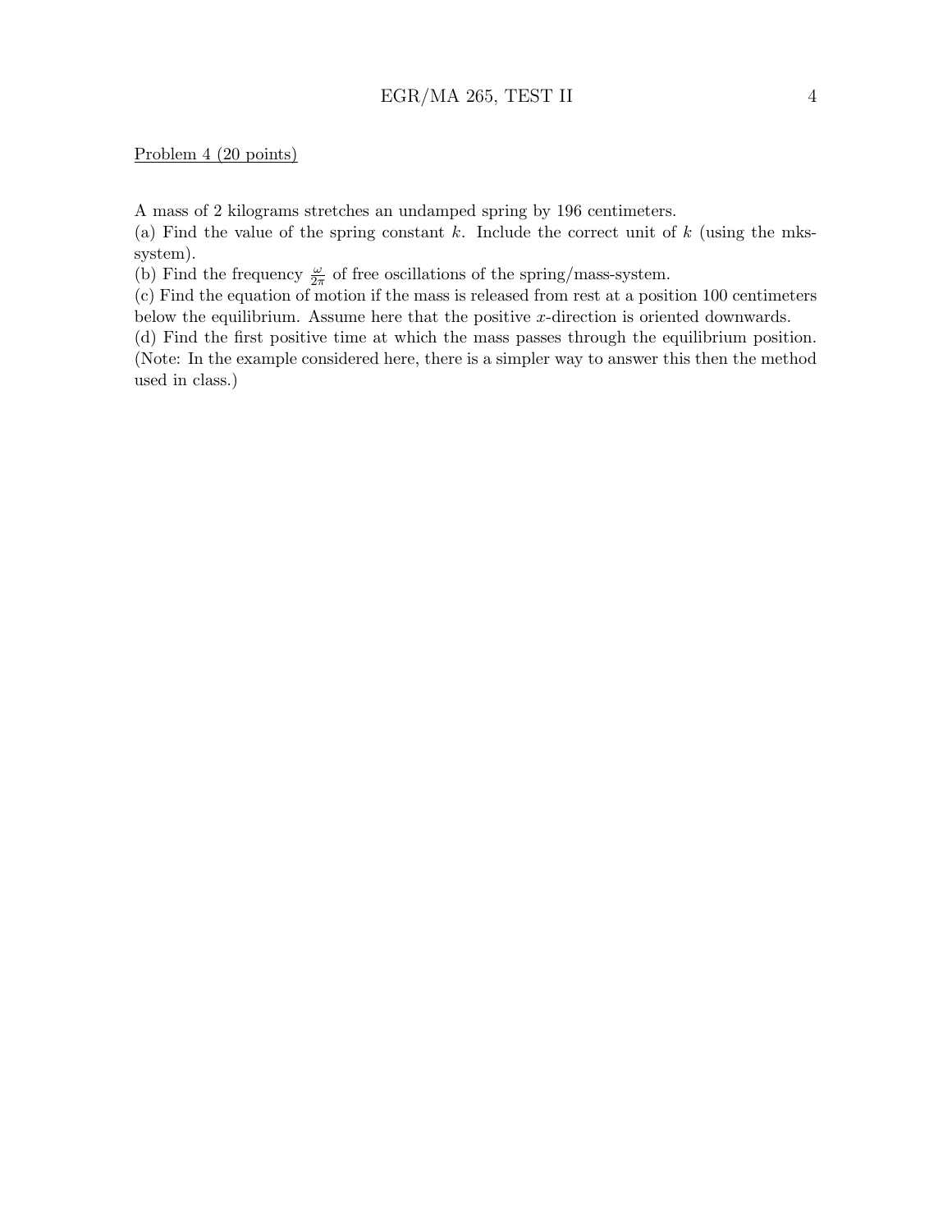Problem 4 (20 points)

A mass of 2 kilograms stretches an undamped spring by 196 centimeters.

(a) Find the value of the spring constant $k$. Include the correct unit of $k$ (using the mks-system).

(b) Find the frequency $\frac{\omega}{2\pi}$ of free oscillations of the spring/mass-system.

(c) Find the equation of motion if the mass is released from rest at a position 100 centimeters below the equilibrium. Assume here that the positive $x$-direction is oriented downwards.

(d) Find the first positive time at which the mass passes through the equilibrium position. (Note: In the example considered here, there is a simpler way to answer this then the method used in class.)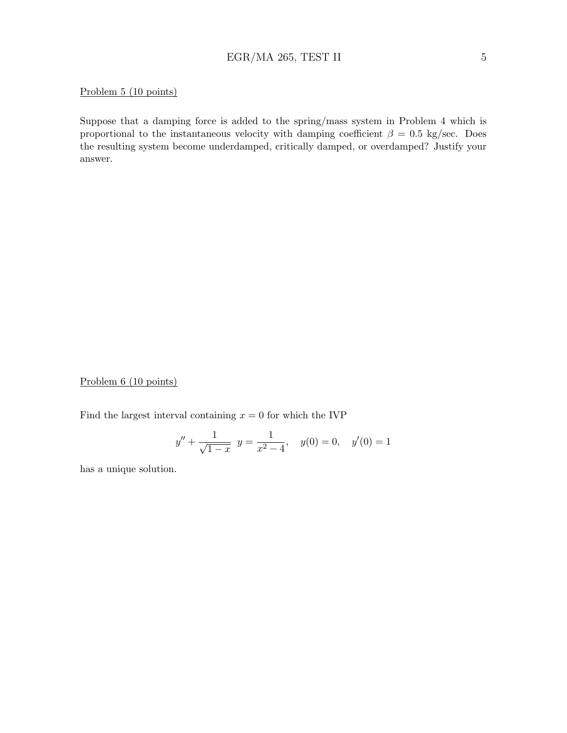Problem 5 (10 points)

Suppose that a damping force is added to the spring/mass system in Problem 4 which is proportional to the instantaneous velocity with damping coefficient $\beta = 0.5$ kg/sec. Does the resulting system become underdamped, critically damped, or overdamped? Justify your answer.

Problem 6 (10 points)

Find the largest interval containing $x = 0$ for which the IVP

$$y'' + \frac{1}{\sqrt{1-x}}\ y = \frac{1}{x^2 - 4}, \quad y(0) = 0, \quad y'(0) = 1$$

has a unique solution.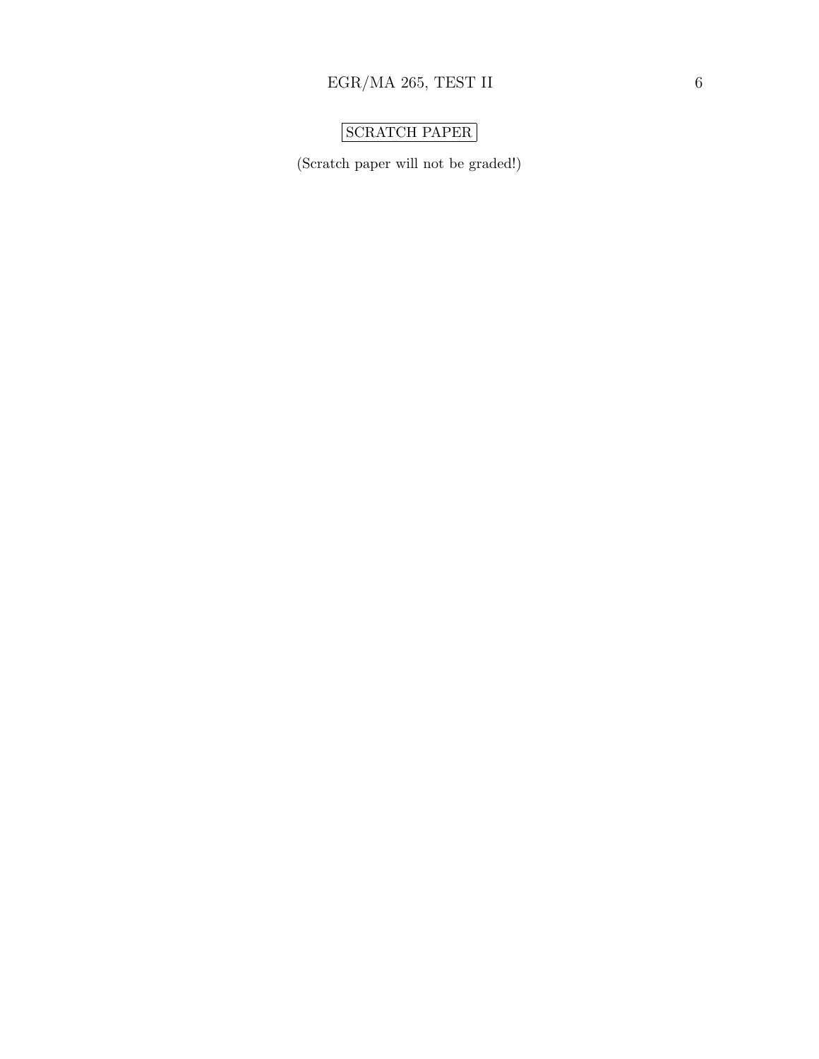**SCRATCH PAPER**

(Scratch paper will not be graded!)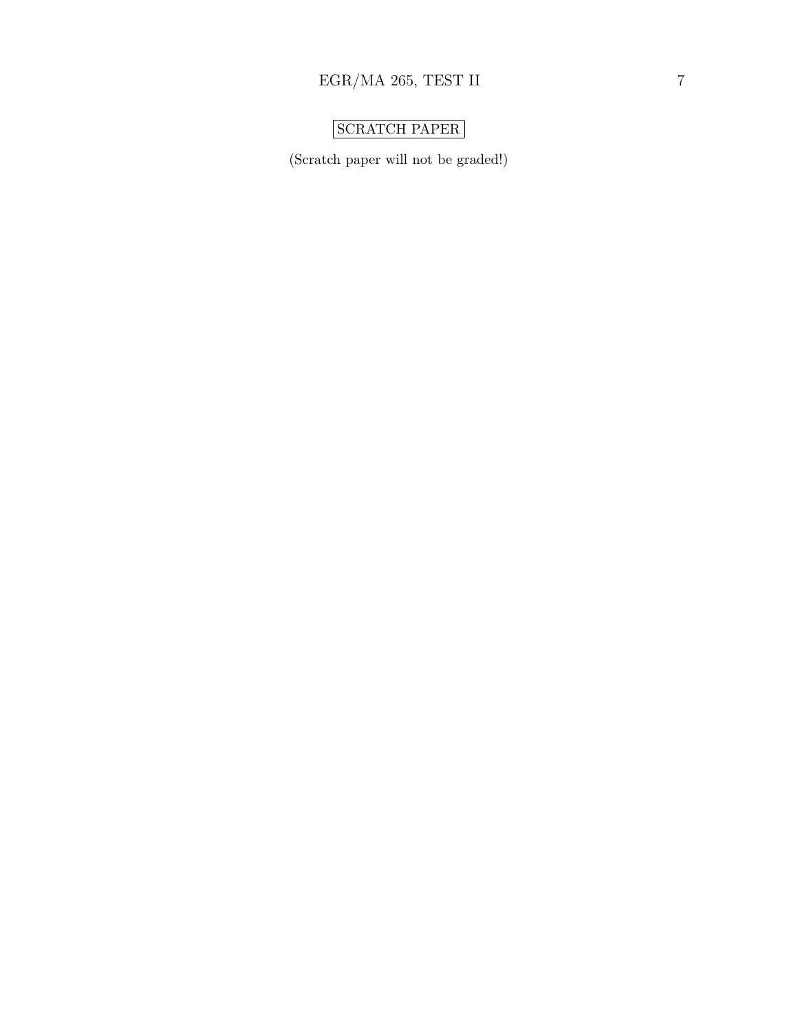SCRATCH PAPER

(Scratch paper will not be graded!)